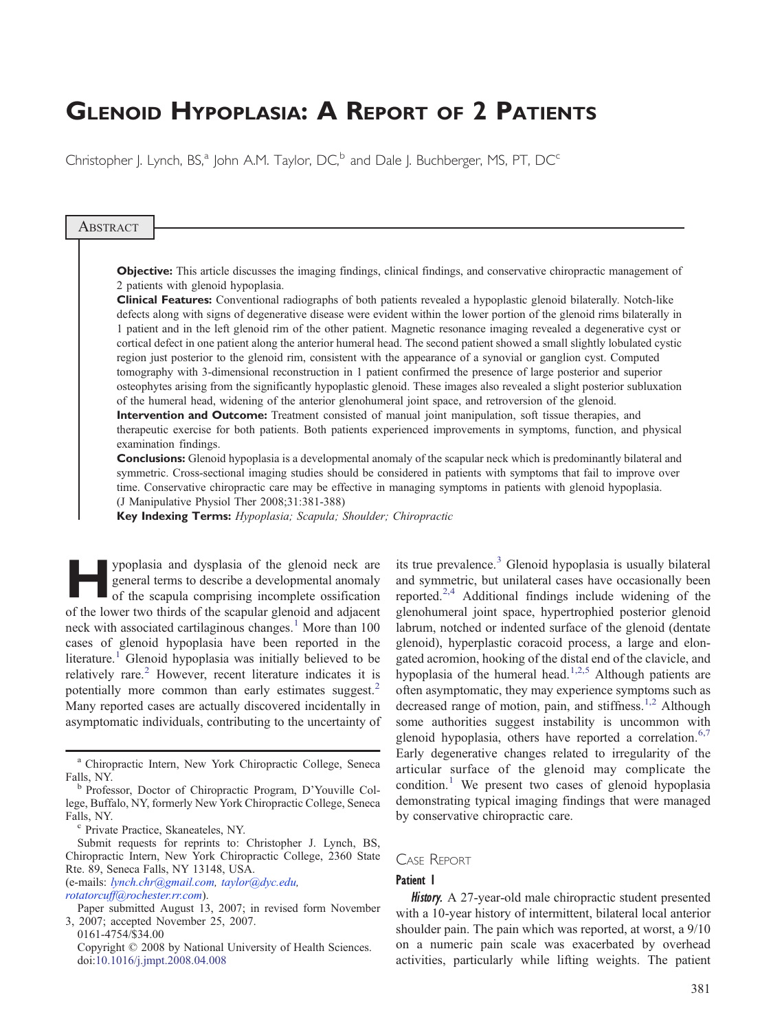# Glenoid Hypoplasia: A Report of 2 Patients

Christopher J. Lynch, BS,[a] John A.M. Taylor, DC,[b] and Dale J. Buchberger, MS, PT, DC[c]

## Abstract

**Objective:** This article discusses the imaging findings, clinical findings, and conservative chiropractic management of 2 patients with glenoid hypoplasia.

**Clinical Features:** Conventional radiographs of both patients revealed a hypoplastic glenoid bilaterally. Notch-like defects along with signs of degenerative disease were evident within the lower portion of the glenoid rims bilaterally in 1 patient and in the left glenoid rim of the other patient. Magnetic resonance imaging revealed a degenerative cyst or cortical defect in one patient along the anterior humeral head. The second patient showed a small slightly lobulated cystic region just posterior to the glenoid rim, consistent with the appearance of a synovial or ganglion cyst. Computed tomography with 3-dimensional reconstruction in 1 patient confirmed the presence of large posterior and superior osteophytes arising from the significantly hypoplastic glenoid. These images also revealed a slight posterior subluxation of the humeral head, widening of the anterior glenohumeral joint space, and retroversion of the glenoid.

**Intervention and Outcome:** Treatment consisted of manual joint manipulation, soft tissue therapies, and therapeutic exercise for both patients. Both patients experienced improvements in symptoms, function, and physical examination findings.

**Conclusions:** Glenoid hypoplasia is a developmental anomaly of the scapular neck which is predominantly bilateral and symmetric. Cross-sectional imaging studies should be considered in patients with symptoms that fail to improve over time. Conservative chiropractic care may be effective in managing symptoms in patients with glenoid hypoplasia. (J Manipulative Physiol Ther 2008;31:381-388)

**Key Indexing Terms:** *Hypoplasia; Scapula; Shoulder; Chiropractic*

Hypoplasia and dysplasia of the glenoid neck are general terms to describe a developmental anomaly of the scapula comprising incomplete ossification of the lower two thirds of the scapular glenoid and adjacent neck with associated cartilaginous changes.[1] More than 100 cases of glenoid hypoplasia have been reported in the literature.[1] Glenoid hypoplasia was initially believed to be relatively rare.[2] However, recent literature indicates it is potentially more common than early estimates suggest.[2] Many reported cases are actually discovered incidentally in asymptomatic individuals, contributing to the uncertainty of its true prevalence.[3] Glenoid hypoplasia is usually bilateral and symmetric, but unilateral cases have occasionally been reported.[2,4] Additional findings include widening of the glenohumeral joint space, hypertrophied posterior glenoid labrum, notched or indented surface of the glenoid (dentate glenoid), hyperplastic coracoid process, a large and elongated acromion, hooking of the distal end of the clavicle, and hypoplasia of the humeral head.[1,2,5] Although patients are often asymptomatic, they may experience symptoms such as decreased range of motion, pain, and stiffness.[1,2] Although some authorities suggest instability is uncommon with glenoid hypoplasia, others have reported a correlation.[6,7] Early degenerative changes related to irregularity of the articular surface of the glenoid may complicate the condition.[1] We present two cases of glenoid hypoplasia demonstrating typical imaging findings that were managed by conservative chiropractic care.

## Case Report

### Patient 1

***History.*** A 27-year-old male chiropractic student presented with a 10-year history of intermittent, bilateral local anterior shoulder pain. The pain which was reported, at worst, a 9/10 on a numeric pain scale was exacerbated by overhead activities, particularly while lifting weights. The patient

---

[a] Chiropractic Intern, New York Chiropractic College, Seneca Falls, NY.

[b] Professor, Doctor of Chiropractic Program, D'Youville College, Buffalo, NY, formerly New York Chiropractic College, Seneca Falls, NY.

[c] Private Practice, Skaneateles, NY.

Submit requests for reprints to: Christopher J. Lynch, BS, Chiropractic Intern, New York Chiropractic College, 2360 State Rte. 89, Seneca Falls, NY 13148, USA. (e-mails: lynch.chr@gmail.com, taylor@dyc.edu, rotatorcuff@rochester.rr.com).

Paper submitted August 13, 2007; in revised form November 3, 2007; accepted November 25, 2007.

0161-4754/$34.00

Copyright © 2008 by National University of Health Sciences.

doi:10.1016/j.jmpt.2008.04.008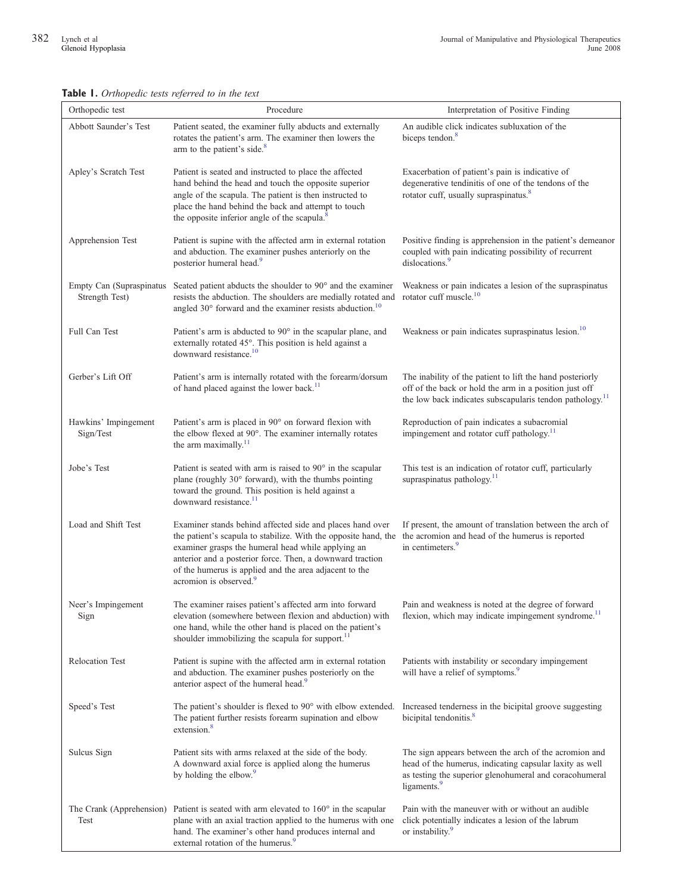**Table 1.** *Orthopedic tests referred to in the text*

| Orthopedic test | Procedure | Interpretation of Positive Finding |
|---|---|---|
| Abbott Saunder's Test | Patient seated, the examiner fully abducts and externally rotates the patient's arm. The examiner then lowers the arm to the patient's side.[8] | An audible click indicates subluxation of the biceps tendon.[8] |
| Apley's Scratch Test | Patient is seated and instructed to place the affected hand behind the head and touch the opposite superior angle of the scapula. The patient is then instructed to place the hand behind the back and attempt to touch the opposite inferior angle of the scapula.[8] | Exacerbation of patient's pain is indicative of degenerative tendinitis of one of the tendons of the rotator cuff, usually supraspinatus.[8] |
| Apprehension Test | Patient is supine with the affected arm in external rotation and abduction. The examiner pushes anteriorly on the posterior humeral head.[9] | Positive finding is apprehension in the patient's demeanor coupled with pain indicating possibility of recurrent dislocations.[9] |
| Empty Can (Supraspinatus Strength Test) | Seated patient abducts the shoulder to 90° and the examiner resists the abduction. The shoulders are medially rotated and angled 30° forward and the examiner resists abduction.[10] | Weakness or pain indicates a lesion of the supraspinatus rotator cuff muscle.[10] |
| Full Can Test | Patient's arm is abducted to 90° in the scapular plane, and externally rotated 45°. This position is held against a downward resistance.[10] | Weakness or pain indicates supraspinatus lesion.[10] |
| Gerber's Lift Off | Patient's arm is internally rotated with the forearm/dorsum of hand placed against the lower back.[11] | The inability of the patient to lift the hand posteriorly off of the back or hold the arm in a position just off the low back indicates subscapularis tendon pathology.[11] |
| Hawkins' Impingement Sign/Test | Patient's arm is placed in 90° on forward flexion with the elbow flexed at 90°. The examiner internally rotates the arm maximally.[11] | Reproduction of pain indicates a subacromial impingement and rotator cuff pathology.[11] |
| Jobe's Test | Patient is seated with arm is raised to 90° in the scapular plane (roughly 30° forward), with the thumbs pointing toward the ground. This position is held against a downward resistance.[11] | This test is an indication of rotator cuff, particularly supraspinatus pathology.[11] |
| Load and Shift Test | Examiner stands behind affected side and places hand over the patient's scapula to stabilize. With the opposite hand, the examiner grasps the humeral head while applying an anterior and a posterior force. Then, a downward traction of the humerus is applied and the area adjacent to the acromion is observed.[9] | If present, the amount of translation between the arch of the acromion and head of the humerus is reported in centimeters.[9] |
| Neer's Impingement Sign | The examiner raises patient's affected arm into forward elevation (somewhere between flexion and abduction) with one hand, while the other hand is placed on the patient's shoulder immobilizing the scapula for support.[11] | Pain and weakness is noted at the degree of forward flexion, which may indicate impingement syndrome.[11] |
| Relocation Test | Patient is supine with the affected arm in external rotation and abduction. The examiner pushes posteriorly on the anterior aspect of the humeral head.[9] | Patients with instability or secondary impingement will have a relief of symptoms.[9] |
| Speed's Test | The patient's shoulder is flexed to 90° with elbow extended. The patient further resists forearm supination and elbow extension.[8] | Increased tenderness in the bicipital groove suggesting bicipital tendonitis.[8] |
| Sulcus Sign | Patient sits with arms relaxed at the side of the body. A downward axial force is applied along the humerus by holding the elbow.[9] | The sign appears between the arch of the acromion and head of the humerus, indicating capsular laxity as well as testing the superior glenohumeral and coracohumeral ligaments.[9] |
| The Crank (Apprehension) Test | Patient is seated with arm elevated to 160° in the scapular plane with an axial traction applied to the humerus with one hand. The examiner's other hand produces internal and external rotation of the humerus.[9] | Pain with the maneuver with or without an audible click potentially indicates a lesion of the labrum or instability.[9] |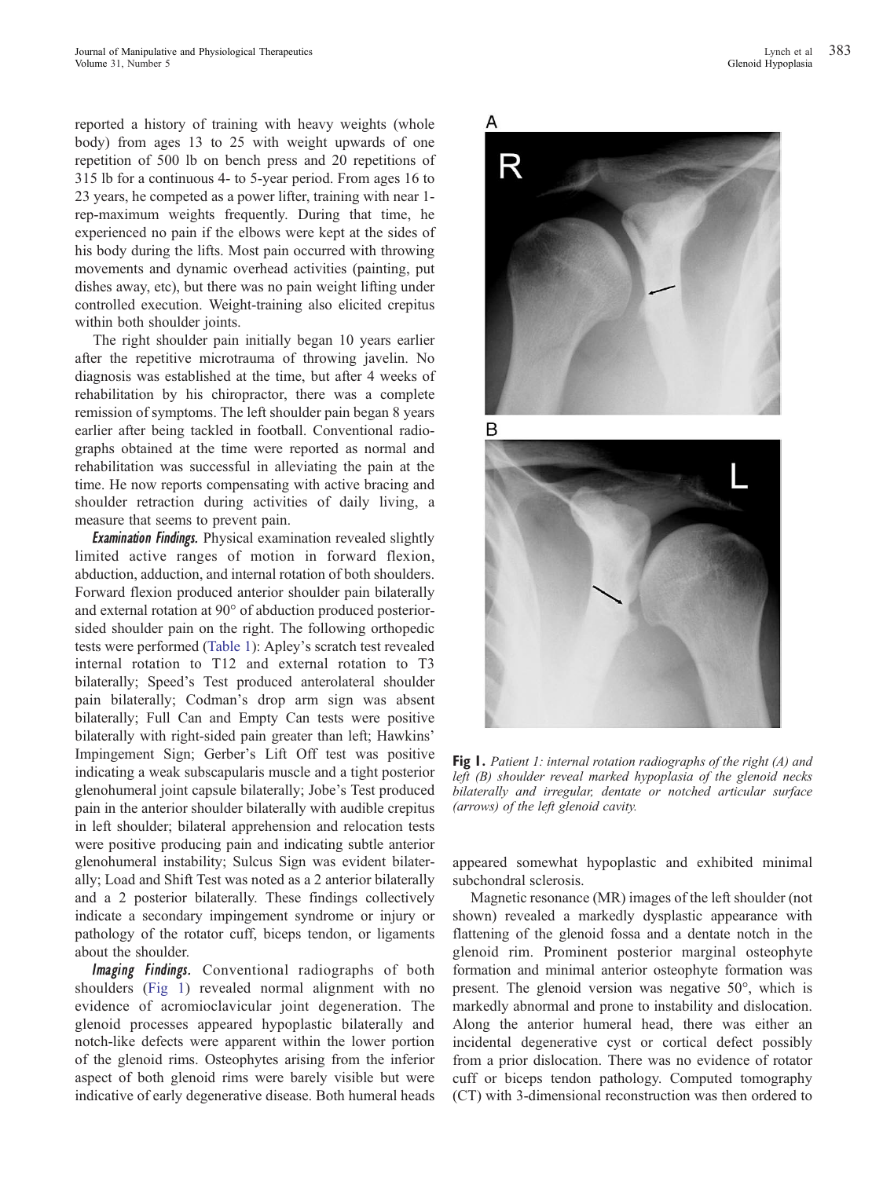reported a history of training with heavy weights (whole body) from ages 13 to 25 with weight upwards of one repetition of 500 lb on bench press and 20 repetitions of 315 lb for a continuous 4- to 5-year period. From ages 16 to 23 years, he competed as a power lifter, training with near 1-rep-maximum weights frequently. During that time, he experienced no pain if the elbows were kept at the sides of his body during the lifts. Most pain occurred with throwing movements and dynamic overhead activities (painting, put dishes away, etc), but there was no pain weight lifting under controlled execution. Weight-training also elicited crepitus within both shoulder joints.

The right shoulder pain initially began 10 years earlier after the repetitive microtrauma of throwing javelin. No diagnosis was established at the time, but after 4 weeks of rehabilitation by his chiropractor, there was a complete remission of symptoms. The left shoulder pain began 8 years earlier after being tackled in football. Conventional radiographs obtained at the time were reported as normal and rehabilitation was successful in alleviating the pain at the time. He now reports compensating with active bracing and shoulder retraction during activities of daily living, a measure that seems to prevent pain.

***Examination Findings.*** Physical examination revealed slightly limited active ranges of motion in forward flexion, abduction, adduction, and internal rotation of both shoulders. Forward flexion produced anterior shoulder pain bilaterally and external rotation at 90° of abduction produced posterior-sided shoulder pain on the right. The following orthopedic tests were performed (Table 1): Apley's scratch test revealed internal rotation to T12 and external rotation to T3 bilaterally; Speed's Test produced anterolateral shoulder pain bilaterally; Codman's drop arm sign was absent bilaterally; Full Can and Empty Can tests were positive bilaterally with right-sided pain greater than left; Hawkins' Impingement Sign; Gerber's Lift Off test was positive indicating a weak subscapularis muscle and a tight posterior glenohumeral joint capsule bilaterally; Jobe's Test produced pain in the anterior shoulder bilaterally with audible crepitus in left shoulder; bilateral apprehension and relocation tests were positive producing pain and indicating subtle anterior glenohumeral instability; Sulcus Sign was evident bilaterally; Load and Shift Test was noted as a 2 anterior bilaterally and a 2 posterior bilaterally. These findings collectively indicate a secondary impingement syndrome or injury or pathology of the rotator cuff, biceps tendon, or ligaments about the shoulder.

***Imaging Findings.*** Conventional radiographs of both shoulders (Fig 1) revealed normal alignment with no evidence of acromioclavicular joint degeneration. The glenoid processes appeared hypoplastic bilaterally and notch-like defects were apparent within the lower portion of the glenoid rims. Osteophytes arising from the inferior aspect of both glenoid rims were barely visible but were indicative of early degenerative disease. Both humeral heads appeared somewhat hypoplastic and exhibited minimal subchondral sclerosis.

**Fig 1.** *Patient 1: internal rotation radiographs of the right (A) and left (B) shoulder reveal marked hypoplasia of the glenoid necks bilaterally and irregular, dentate or notched articular surface (arrows) of the left glenoid cavity.*

Magnetic resonance (MR) images of the left shoulder (not shown) revealed a markedly dysplastic appearance with flattening of the glenoid fossa and a dentate notch in the glenoid rim. Prominent posterior marginal osteophyte formation and minimal anterior osteophyte formation was present. The glenoid version was negative 50°, which is markedly abnormal and prone to instability and dislocation. Along the anterior humeral head, there was either an incidental degenerative cyst or cortical defect possibly from a prior dislocation. There was no evidence of rotator cuff or biceps tendon pathology. Computed tomography (CT) with 3-dimensional reconstruction was then ordered to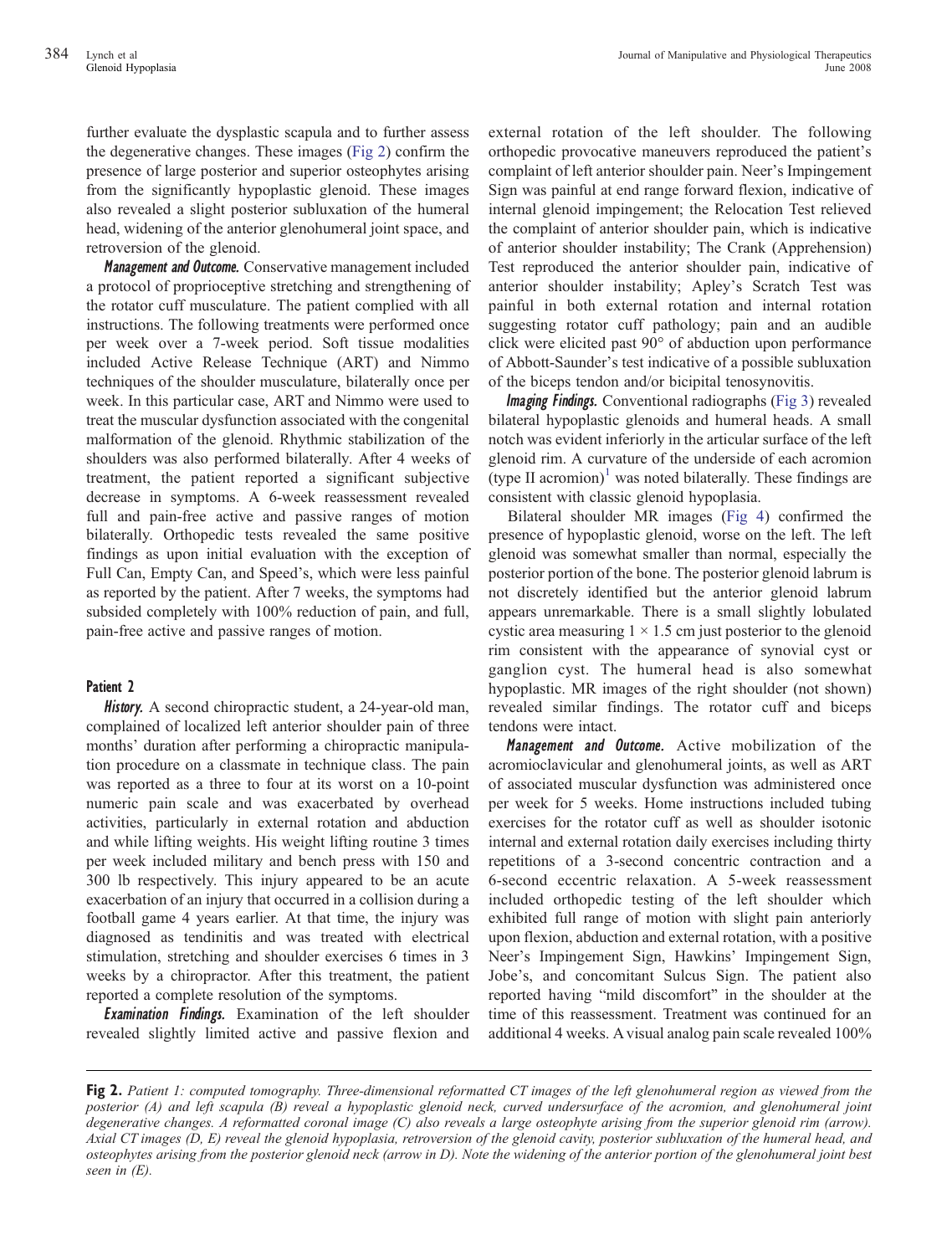further evaluate the dysplastic scapula and to further assess the degenerative changes. These images (Fig 2) confirm the presence of large posterior and superior osteophytes arising from the significantly hypoplastic glenoid. These images also revealed a slight posterior subluxation of the humeral head, widening of the anterior glenohumeral joint space, and retroversion of the glenoid.

***Management and Outcome.*** Conservative management included a protocol of proprioceptive stretching and strengthening of the rotator cuff musculature. The patient complied with all instructions. The following treatments were performed once per week over a 7-week period. Soft tissue modalities included Active Release Technique (ART) and Nimmo techniques of the shoulder musculature, bilaterally once per week. In this particular case, ART and Nimmo were used to treat the muscular dysfunction associated with the congenital malformation of the glenoid. Rhythmic stabilization of the shoulders was also performed bilaterally. After 4 weeks of treatment, the patient reported a significant subjective decrease in symptoms. A 6-week reassessment revealed full and pain-free active and passive ranges of motion bilaterally. Orthopedic tests revealed the same positive findings as upon initial evaluation with the exception of Full Can, Empty Can, and Speed's, which were less painful as reported by the patient. After 7 weeks, the symptoms had subsided completely with 100% reduction of pain, and full, pain-free active and passive ranges of motion.

### Patient 2

***History.*** A second chiropractic student, a 24-year-old man, complained of localized left anterior shoulder pain of three months' duration after performing a chiropractic manipulation procedure on a classmate in technique class. The pain was reported as a three to four at its worst on a 10-point numeric pain scale and was exacerbated by overhead activities, particularly in external rotation and abduction and while lifting weights. His weight lifting routine 3 times per week included military and bench press with 150 and 300 lb respectively. This injury appeared to be an acute exacerbation of an injury that occurred in a collision during a football game 4 years earlier. At that time, the injury was diagnosed as tendinitis and was treated with electrical stimulation, stretching and shoulder exercises 6 times in 3 weeks by a chiropractor. After this treatment, the patient reported a complete resolution of the symptoms.

***Examination Findings.*** Examination of the left shoulder revealed slightly limited active and passive flexion and external rotation of the left shoulder. The following orthopedic provocative maneuvers reproduced the patient's complaint of left anterior shoulder pain. Neer's Impingement Sign was painful at end range forward flexion, indicative of internal glenoid impingement; the Relocation Test relieved the complaint of anterior shoulder pain, which is indicative of anterior shoulder instability; The Crank (Apprehension) Test reproduced the anterior shoulder pain, indicative of anterior shoulder instability; Apley's Scratch Test was painful in both external rotation and internal rotation suggesting rotator cuff pathology; pain and an audible click were elicited past 90° of abduction upon performance of Abbott-Saunder's test indicative of a possible subluxation of the biceps tendon and/or bicipital tenosynovitis.

***Imaging Findings.*** Conventional radiographs (Fig 3) revealed bilateral hypoplastic glenoids and humeral heads. A small notch was evident inferiorly in the articular surface of the left glenoid rim. A curvature of the underside of each acromion (type II acromion)[1] was noted bilaterally. These findings are consistent with classic glenoid hypoplasia.

Bilateral shoulder MR images (Fig 4) confirmed the presence of hypoplastic glenoid, worse on the left. The left glenoid was somewhat smaller than normal, especially the posterior portion of the bone. The posterior glenoid labrum is not discretely identified but the anterior glenoid labrum appears unremarkable. There is a small slightly lobulated cystic area measuring 1 × 1.5 cm just posterior to the glenoid rim consistent with the appearance of synovial cyst or ganglion cyst. The humeral head is also somewhat hypoplastic. MR images of the right shoulder (not shown) revealed similar findings. The rotator cuff and biceps tendons were intact.

***Management and Outcome.*** Active mobilization of the acromioclavicular and glenohumeral joints, as well as ART of associated muscular dysfunction was administered once per week for 5 weeks. Home instructions included tubing exercises for the rotator cuff as well as shoulder isotonic internal and external rotation daily exercises including thirty repetitions of a 3-second concentric contraction and a 6-second eccentric relaxation. A 5-week reassessment included orthopedic testing of the left shoulder which exhibited full range of motion with slight pain anteriorly upon flexion, abduction and external rotation, with a positive Neer's Impingement Sign, Hawkins' Impingement Sign, Jobe's, and concomitant Sulcus Sign. The patient also reported having "mild discomfort" in the shoulder at the time of this reassessment. Treatment was continued for an additional 4 weeks. A visual analog pain scale revealed 100%

**Fig 2.** *Patient 1: computed tomography. Three-dimensional reformatted CT images of the left glenohumeral region as viewed from the posterior (A) and left scapula (B) reveal a hypoplastic glenoid neck, curved undersurface of the acromion, and glenohumeral joint degenerative changes. A reformatted coronal image (C) also reveals a large osteophyte arising from the superior glenoid rim (arrow). Axial CT images (D, E) reveal the glenoid hypoplasia, retroversion of the glenoid cavity, posterior subluxation of the humeral head, and osteophytes arising from the posterior glenoid neck (arrow in D). Note the widening of the anterior portion of the glenohumeral joint best seen in (E).*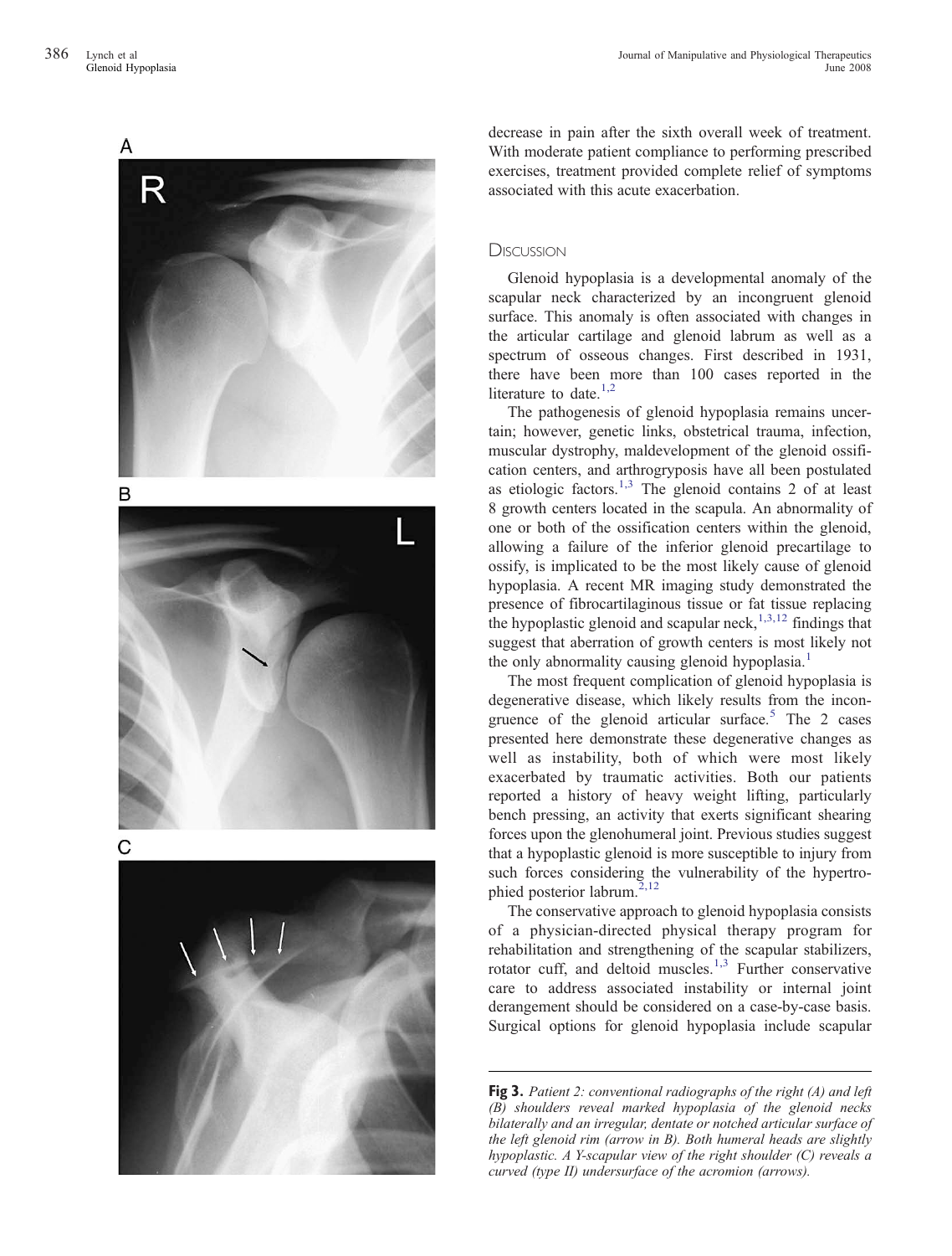decrease in pain after the sixth overall week of treatment. With moderate patient compliance to performing prescribed exercises, treatment provided complete relief of symptoms associated with this acute exacerbation.

## Discussion

Glenoid hypoplasia is a developmental anomaly of the scapular neck characterized by an incongruent glenoid surface. This anomaly is often associated with changes in the articular cartilage and glenoid labrum as well as a spectrum of osseous changes. First described in 1931, there have been more than 100 cases reported in the literature to date.[1,2]

The pathogenesis of glenoid hypoplasia remains uncertain; however, genetic links, obstetrical trauma, infection, muscular dystrophy, maldevelopment of the glenoid ossification centers, and arthrogryposis have all been postulated as etiologic factors.[1,3] The glenoid contains 2 of at least 8 growth centers located in the scapula. An abnormality of one or both of the ossification centers within the glenoid, allowing a failure of the inferior glenoid precartilage to ossify, is implicated to be the most likely cause of glenoid hypoplasia. A recent MR imaging study demonstrated the presence of fibrocartilaginous tissue or fat tissue replacing the hypoplastic glenoid and scapular neck,[1,3,12] findings that suggest that aberration of growth centers is most likely not the only abnormality causing glenoid hypoplasia.[1]

The most frequent complication of glenoid hypoplasia is degenerative disease, which likely results from the incongruence of the glenoid articular surface.[5] The 2 cases presented here demonstrate these degenerative changes as well as instability, both of which were most likely exacerbated by traumatic activities. Both our patients reported a history of heavy weight lifting, particularly bench pressing, an activity that exerts significant shearing forces upon the glenohumeral joint. Previous studies suggest that a hypoplastic glenoid is more susceptible to injury from such forces considering the vulnerability of the hypertrophied posterior labrum.[2,12]

The conservative approach to glenoid hypoplasia consists of a physician-directed physical therapy program for rehabilitation and strengthening of the scapular stabilizers, rotator cuff, and deltoid muscles.[1,3] Further conservative care to address associated instability or internal joint derangement should be considered on a case-by-case basis. Surgical options for glenoid hypoplasia include scapular

**Fig 3.** *Patient 2: conventional radiographs of the right (A) and left (B) shoulders reveal marked hypoplasia of the glenoid necks bilaterally and an irregular, dentate or notched articular surface of the left glenoid rim (arrow in B). Both humeral heads are slightly hypoplastic. A Y-scapular view of the right shoulder (C) reveals a curved (type II) undersurface of the acromion (arrows).*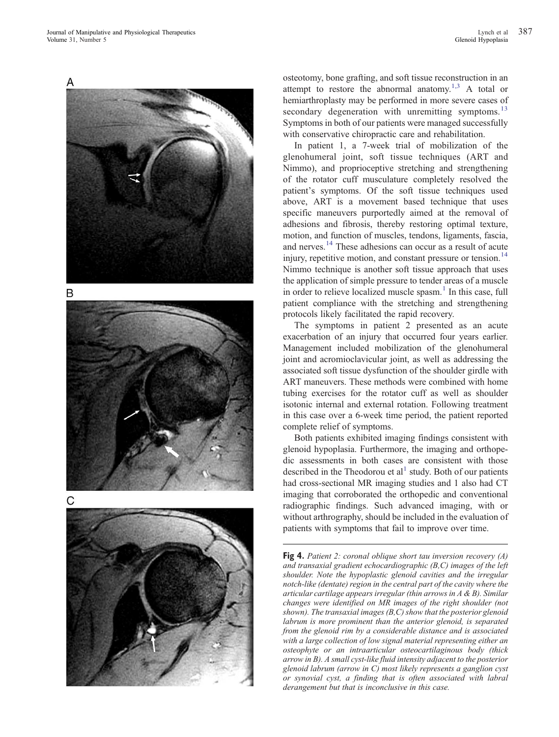osteotomy, bone grafting, and soft tissue reconstruction in an attempt to restore the abnormal anatomy.[1,3] A total or hemiarthroplasty may be performed in more severe cases of secondary degeneration with unremitting symptoms.[13] Symptoms in both of our patients were managed successfully with conservative chiropractic care and rehabilitation.

In patient 1, a 7-week trial of mobilization of the glenohumeral joint, soft tissue techniques (ART and Nimmo), and proprioceptive stretching and strengthening of the rotator cuff musculature completely resolved the patient's symptoms. Of the soft tissue techniques used above, ART is a movement based technique that uses specific maneuvers purportedly aimed at the removal of adhesions and fibrosis, thereby restoring optimal texture, motion, and function of muscles, tendons, ligaments, fascia, and nerves.[14] These adhesions can occur as a result of acute injury, repetitive motion, and constant pressure or tension.[14] Nimmo technique is another soft tissue approach that uses the application of simple pressure to tender areas of a muscle in order to relieve localized muscle spasm.[1] In this case, full patient compliance with the stretching and strengthening protocols likely facilitated the rapid recovery.

The symptoms in patient 2 presented as an acute exacerbation of an injury that occurred four years earlier. Management included mobilization of the glenohumeral joint and acromioclavicular joint, as well as addressing the associated soft tissue dysfunction of the shoulder girdle with ART maneuvers. These methods were combined with home tubing exercises for the rotator cuff as well as shoulder isotonic internal and external rotation. Following treatment in this case over a 6-week time period, the patient reported complete relief of symptoms.

Both patients exhibited imaging findings consistent with glenoid hypoplasia. Furthermore, the imaging and orthopedic assessments in both cases are consistent with those described in the Theodorou et al[1] study. Both of our patients had cross-sectional MR imaging studies and 1 also had CT imaging that corroborated the orthopedic and conventional radiographic findings. Such advanced imaging, with or without arthrography, should be included in the evaluation of patients with symptoms that fail to improve over time.

**Fig 4.** *Patient 2: coronal oblique short tau inversion recovery (A) and transaxial gradient echocardiographic (B,C) images of the left shoulder. Note the hypoplastic glenoid cavities and the irregular notch-like (dentate) region in the central part of the cavity where the articular cartilage appears irregular (thin arrows in A & B). Similar changes were identified on MR images of the right shoulder (not shown). The transaxial images (B,C) show that the posterior glenoid labrum is more prominent than the anterior glenoid, is separated from the glenoid rim by a considerable distance and is associated with a large collection of low signal material representing either an osteophyte or an intraarticular osteocartilaginous body (thick arrow in B). A small cyst-like fluid intensity adjacent to the posterior glenoid labrum (arrow in C) most likely represents a ganglion cyst or synovial cyst, a finding that is often associated with labral derangement but that is inconclusive in this case.*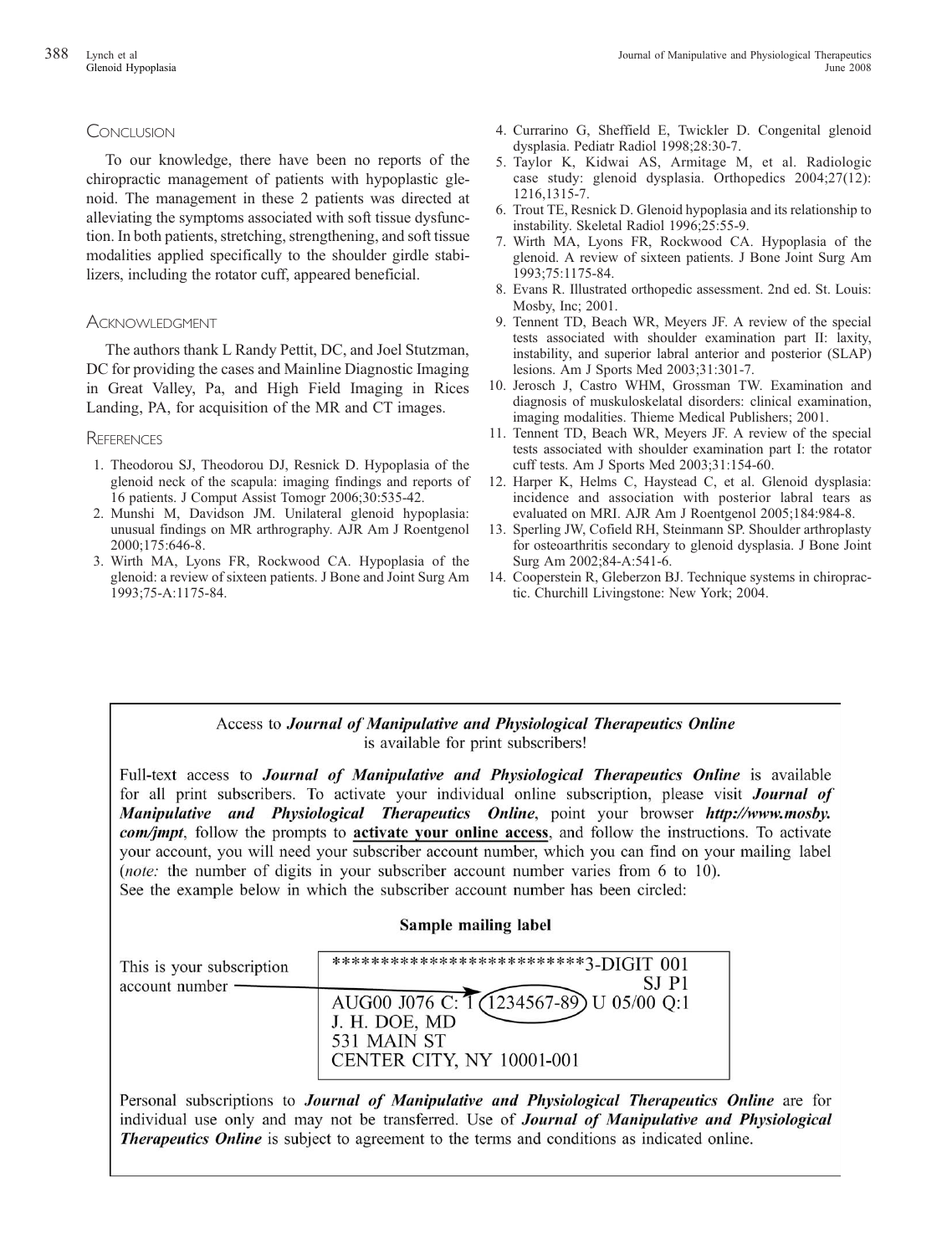## Conclusion

To our knowledge, there have been no reports of the chiropractic management of patients with hypoplastic glenoid. The management in these 2 patients was directed at alleviating the symptoms associated with soft tissue dysfunction. In both patients, stretching, strengthening, and soft tissue modalities applied specifically to the shoulder girdle stabilizers, including the rotator cuff, appeared beneficial.

## Acknowledgment

The authors thank L Randy Pettit, DC, and Joel Stutzman, DC for providing the cases and Mainline Diagnostic Imaging in Great Valley, Pa, and High Field Imaging in Rices Landing, PA, for acquisition of the MR and CT images.

## References

1. Theodorou SJ, Theodorou DJ, Resnick D. Hypoplasia of the glenoid neck of the scapula: imaging findings and reports of 16 patients. J Comput Assist Tomogr 2006;30:535-42.
2. Munshi M, Davidson JM. Unilateral glenoid hypoplasia: unusual findings on MR arthrography. AJR Am J Roentgenol 2000;175:646-8.
3. Wirth MA, Lyons FR, Rockwood CA. Hypoplasia of the glenoid: a review of sixteen patients. J Bone and Joint Surg Am 1993;75-A:1175-84.
4. Currarino G, Sheffield E, Twickler D. Congenital glenoid dysplasia. Pediatr Radiol 1998;28:30-7.
5. Taylor K, Kidwai AS, Armitage M, et al. Radiologic case study: glenoid dysplasia. Orthopedics 2004;27(12): 1216,1315-7.
6. Trout TE, Resnick D. Glenoid hypoplasia and its relationship to instability. Skeletal Radiol 1996;25:55-9.
7. Wirth MA, Lyons FR, Rockwood CA. Hypoplasia of the glenoid. A review of sixteen patients. J Bone Joint Surg Am 1993;75:1175-84.
8. Evans R. Illustrated orthopedic assessment. 2nd ed. St. Louis: Mosby, Inc; 2001.
9. Tennent TD, Beach WR, Meyers JF. A review of the special tests associated with shoulder examination part II: laxity, instability, and superior labral anterior and posterior (SLAP) lesions. Am J Sports Med 2003;31:301-7.
10. Jerosch J, Castro WHM, Grossman TW. Examination and diagnosis of muskuloskelatal disorders: clinical examination, imaging modalities. Thieme Medical Publishers; 2001.
11. Tennent TD, Beach WR, Meyers JF. A review of the special tests associated with shoulder examination part I: the rotator cuff tests. Am J Sports Med 2003;31:154-60.
12. Harper K, Helms C, Haystead C, et al. Glenoid dysplasia: incidence and association with posterior labral tears as evaluated on MRI. AJR Am J Roentgenol 2005;184:984-8.
13. Sperling JW, Cofield RH, Steinmann SP. Shoulder arthroplasty for osteoarthritis secondary to glenoid dysplasia. J Bone Joint Surg Am 2002;84-A:541-6.
14. Cooperstein R, Gleberzon BJ. Technique systems in chiropractic. Churchill Livingstone: New York; 2004.

---

Access to ***Journal of Manipulative and Physiological Therapeutics Online*** is available for print subscribers!

Full-text access to ***Journal of Manipulative and Physiological Therapeutics Online*** is available for all print subscribers. To activate your individual online subscription, please visit ***Journal of Manipulative and Physiological Therapeutics Online***, point your browser ***http://www.mosby.com/jmpt***, follow the prompts to **activate your online access**, and follow the instructions. To activate your account, you will need your subscriber account number, which you can find on your mailing label (*note:* the number of digits in your subscriber account number varies from 6 to 10). See the example below in which the subscriber account number has been circled:

**Sample mailing label**

This is your subscription account number → 1234567-89

```
**************************3-DIGIT 001
                              SJ P1
AUG00 J076 C: 1 (1234567-89) U 05/00 Q:1
J. H. DOE, MD
531 MAIN ST
CENTER CITY, NY 10001-001
```

Personal subscriptions to ***Journal of Manipulative and Physiological Therapeutics Online*** are for individual use only and may not be transferred. Use of ***Journal of Manipulative and Physiological Therapeutics Online*** is subject to agreement to the terms and conditions as indicated online.